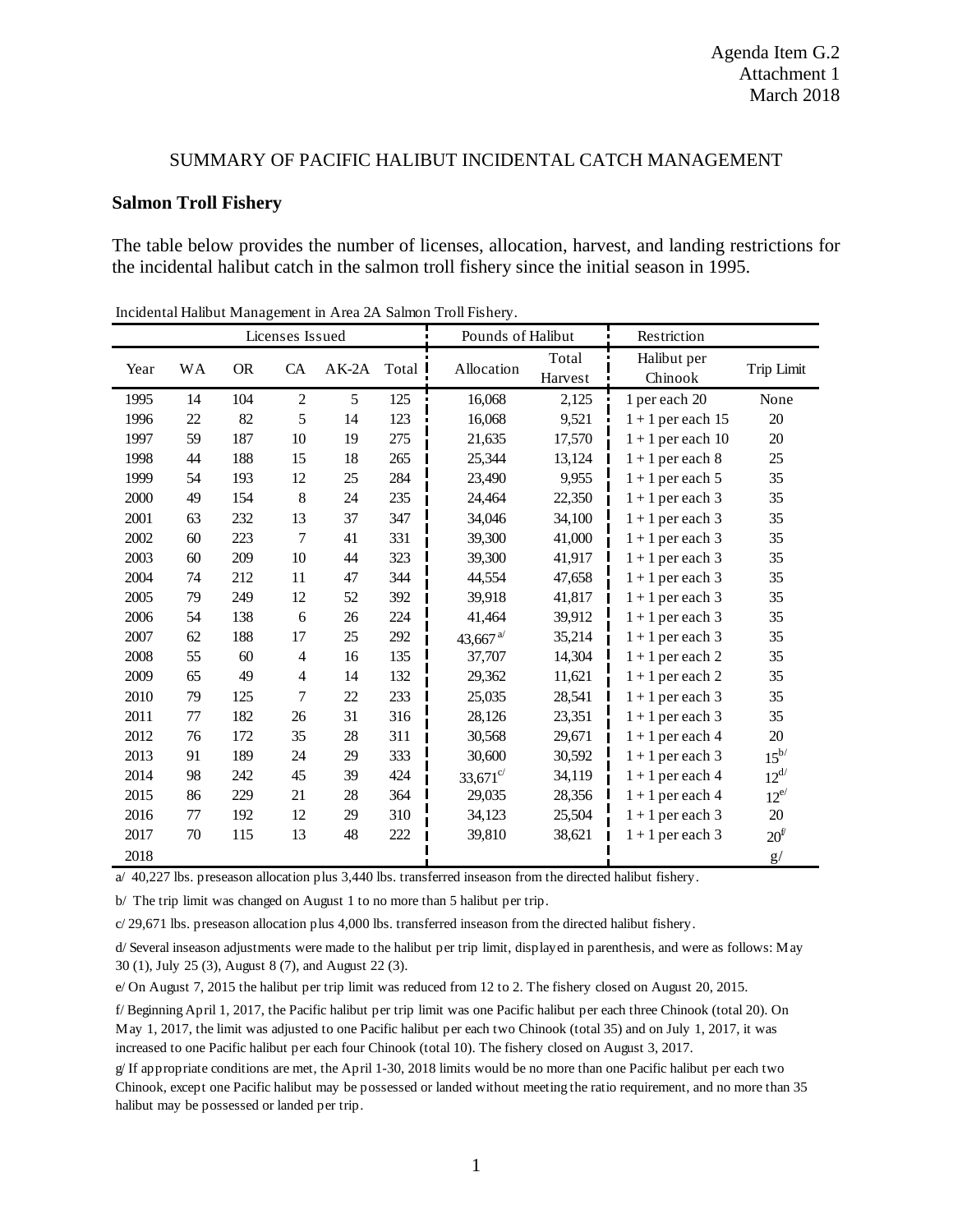Agenda Item G.2
Attachment 1
March 2018

# SUMMARY OF PACIFIC HALIBUT INCIDENTAL CATCH MANAGEMENT

## Salmon Troll Fishery

The table below provides the number of licenses, allocation, harvest, and landing restrictions for the incidental halibut catch in the salmon troll fishery since the initial season in 1995.

Incidental Halibut Management in Area 2A Salmon Troll Fishery.

| Licenses Issued | | | | | | Pounds of Halibut | | Restriction | |
|---|---|---|---|---|---|---|---|---|---|
| Year | WA | OR | CA | AK-2A | Total | Allocation | Total Harvest | Halibut per Chinook | Trip Limit |
| 1995 | 14 | 104 | 2 | 5 | 125 | 16,068 | 2,125 | 1 per each 20 | None |
| 1996 | 22 | 82 | 5 | 14 | 123 | 16,068 | 9,521 | 1 + 1 per each 15 | 20 |
| 1997 | 59 | 187 | 10 | 19 | 275 | 21,635 | 17,570 | 1 + 1 per each 10 | 20 |
| 1998 | 44 | 188 | 15 | 18 | 265 | 25,344 | 13,124 | 1 + 1 per each 8 | 25 |
| 1999 | 54 | 193 | 12 | 25 | 284 | 23,490 | 9,955 | 1 + 1 per each 5 | 35 |
| 2000 | 49 | 154 | 8 | 24 | 235 | 24,464 | 22,350 | 1 + 1 per each 3 | 35 |
| 2001 | 63 | 232 | 13 | 37 | 347 | 34,046 | 34,100 | 1 + 1 per each 3 | 35 |
| 2002 | 60 | 223 | 7 | 41 | 331 | 39,300 | 41,000 | 1 + 1 per each 3 | 35 |
| 2003 | 60 | 209 | 10 | 44 | 323 | 39,300 | 41,917 | 1 + 1 per each 3 | 35 |
| 2004 | 74 | 212 | 11 | 47 | 344 | 44,554 | 47,658 | 1 + 1 per each 3 | 35 |
| 2005 | 79 | 249 | 12 | 52 | 392 | 39,918 | 41,817 | 1 + 1 per each 3 | 35 |
| 2006 | 54 | 138 | 6 | 26 | 224 | 41,464 | 39,912 | 1 + 1 per each 3 | 35 |
| 2007 | 62 | 188 | 17 | 25 | 292 | 43,667 [a/] | 35,214 | 1 + 1 per each 3 | 35 |
| 2008 | 55 | 60 | 4 | 16 | 135 | 37,707 | 14,304 | 1 + 1 per each 2 | 35 |
| 2009 | 65 | 49 | 4 | 14 | 132 | 29,362 | 11,621 | 1 + 1 per each 2 | 35 |
| 2010 | 79 | 125 | 7 | 22 | 233 | 25,035 | 28,541 | 1 + 1 per each 3 | 35 |
| 2011 | 77 | 182 | 26 | 31 | 316 | 28,126 | 23,351 | 1 + 1 per each 3 | 35 |
| 2012 | 76 | 172 | 35 | 28 | 311 | 30,568 | 29,671 | 1 + 1 per each 4 | 20 |
| 2013 | 91 | 189 | 24 | 29 | 333 | 30,600 | 30,592 | 1 + 1 per each 3 | 15 [b/] |
| 2014 | 98 | 242 | 45 | 39 | 424 | 33,671 [c/] | 34,119 | 1 + 1 per each 4 | 12 [d/] |
| 2015 | 86 | 229 | 21 | 28 | 364 | 29,035 | 28,356 | 1 + 1 per each 4 | 12 [e/] |
| 2016 | 77 | 192 | 12 | 29 | 310 | 34,123 | 25,504 | 1 + 1 per each 3 | 20 |
| 2017 | 70 | 115 | 13 | 48 | 222 | 39,810 | 38,621 | 1 + 1 per each 3 | 20 [f/] |
| 2018 | | | | | | | | | g/ |

a/ 40,227 lbs. preseason allocation plus 3,440 lbs. transferred inseason from the directed halibut fishery.

b/ The trip limit was changed on August 1 to no more than 5 halibut per trip.

c/ 29,671 lbs. preseason allocation plus 4,000 lbs. transferred inseason from the directed halibut fishery.

d/ Several inseason adjustments were made to the halibut per trip limit, displayed in parenthesis, and were as follows: May 30 (1), July 25 (3), August 8 (7), and August 22 (3).

e/ On August 7, 2015 the halibut per trip limit was reduced from 12 to 2. The fishery closed on August 20, 2015.

f/ Beginning April 1, 2017, the Pacific halibut per trip limit was one Pacific halibut per each three Chinook (total 20). On May 1, 2017, the limit was adjusted to one Pacific halibut per each two Chinook (total 35) and on July 1, 2017, it was increased to one Pacific halibut per each four Chinook (total 10). The fishery closed on August 3, 2017.

g/ If appropriate conditions are met, the April 1-30, 2018 limits would be no more than one Pacific halibut per each two Chinook, except one Pacific halibut may be possessed or landed without meeting the ratio requirement, and no more than 35 halibut may be possessed or landed per trip.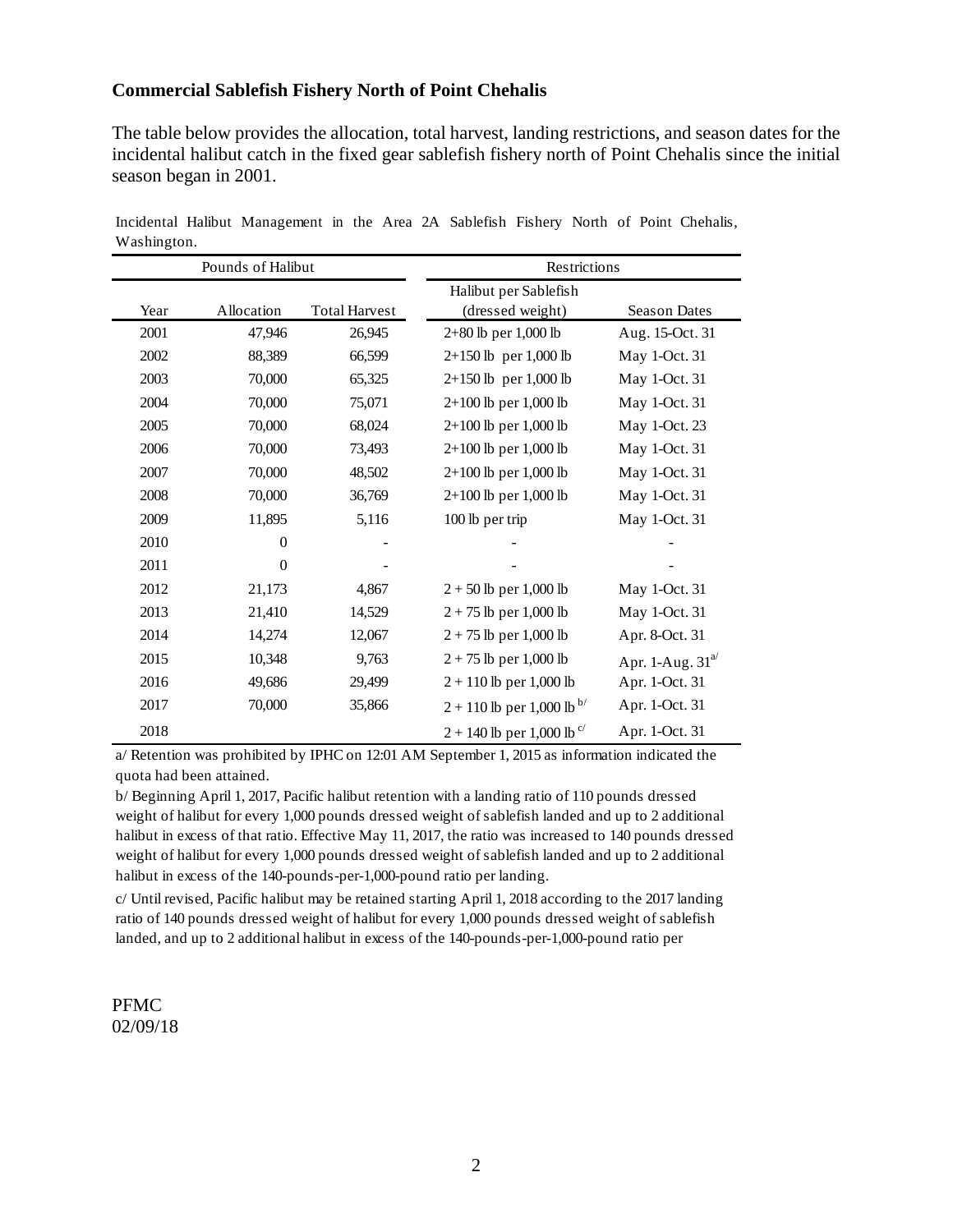**Commercial Sablefish Fishery North of Point Chehalis**

The table below provides the allocation, total harvest, landing restrictions, and season dates for the incidental halibut catch in the fixed gear sablefish fishery north of Point Chehalis since the initial season began in 2001.

Incidental Halibut Management in the Area 2A Sablefish Fishery North of Point Chehalis, Washington.

| Pounds of Halibut | | | Restrictions | |
|---|---|---|---|---|
| Year | Allocation | Total Harvest | Halibut per Sablefish (dressed weight) | Season Dates |
| 2001 | 47,946 | 26,945 | 2+80 lb per 1,000 lb | Aug. 15-Oct. 31 |
| 2002 | 88,389 | 66,599 | 2+150 lb per 1,000 lb | May 1-Oct. 31 |
| 2003 | 70,000 | 65,325 | 2+150 lb per 1,000 lb | May 1-Oct. 31 |
| 2004 | 70,000 | 75,071 | 2+100 lb per 1,000 lb | May 1-Oct. 31 |
| 2005 | 70,000 | 68,024 | 2+100 lb per 1,000 lb | May 1-Oct. 23 |
| 2006 | 70,000 | 73,493 | 2+100 lb per 1,000 lb | May 1-Oct. 31 |
| 2007 | 70,000 | 48,502 | 2+100 lb per 1,000 lb | May 1-Oct. 31 |
| 2008 | 70,000 | 36,769 | 2+100 lb per 1,000 lb | May 1-Oct. 31 |
| 2009 | 11,895 | 5,116 | 100 lb per trip | May 1-Oct. 31 |
| 2010 | 0 | - | - | - |
| 2011 | 0 | - | - | - |
| 2012 | 21,173 | 4,867 | 2 + 50 lb per 1,000 lb | May 1-Oct. 31 |
| 2013 | 21,410 | 14,529 | 2 + 75 lb per 1,000 lb | May 1-Oct. 31 |
| 2014 | 14,274 | 12,067 | 2 + 75 lb per 1,000 lb | Apr. 8-Oct. 31 |
| 2015 | 10,348 | 9,763 | 2 + 75 lb per 1,000 lb | Apr. 1-Aug. 31[a/] |
| 2016 | 49,686 | 29,499 | 2 + 110 lb per 1,000 lb | Apr. 1-Oct. 31 |
| 2017 | 70,000 | 35,866 | 2 + 110 lb per 1,000 lb [b/] | Apr. 1-Oct. 31 |
| 2018 | | | 2 + 140 lb per 1,000 lb [c/] | Apr. 1-Oct. 31 |

a/ Retention was prohibited by IPHC on 12:01 AM September 1, 2015 as information indicated the quota had been attained.

b/ Beginning April 1, 2017, Pacific halibut retention with a landing ratio of 110 pounds dressed weight of halibut for every 1,000 pounds dressed weight of sablefish landed and up to 2 additional halibut in excess of that ratio. Effective May 11, 2017, the ratio was increased to 140 pounds dressed weight of halibut for every 1,000 pounds dressed weight of sablefish landed and up to 2 additional halibut in excess of the 140-pounds-per-1,000-pound ratio per landing.

c/ Until revised, Pacific halibut may be retained starting April 1, 2018 according to the 2017 landing ratio of 140 pounds dressed weight of halibut for every 1,000 pounds dressed weight of sablefish landed, and up to 2 additional halibut in excess of the 140-pounds-per-1,000-pound ratio per

PFMC
02/09/18